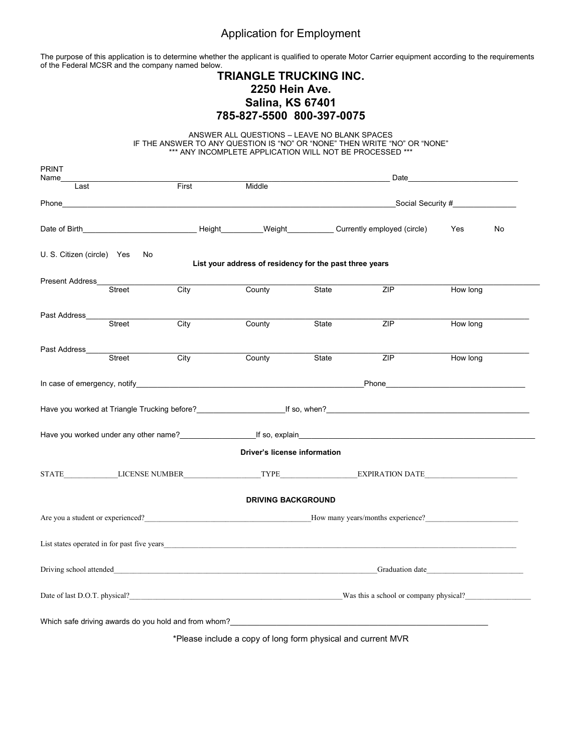# Application for Employment

The purpose of this application is to determine whether the applicant is qualified to operate Motor Carrier equipment according to the requirements of the Federal MCSR and the company named below.

**TRIANGLE TRUCKING INC.**
**2250 Hein Ave.**
**Salina, KS 67401**
**785-827-5500 800-397-0075**

ANSWER ALL QUESTIONS – LEAVE NO BLANK SPACES
IF THE ANSWER TO ANY QUESTION IS "NO" OR "NONE" THEN WRITE "NO" OR "NONE"
\*\*\* ANY INCOMPLETE APPLICATION WILL NOT BE PROCESSED \*\*\*

PRINT
Name________________________________________________ Date__________________
Last First Middle

Phone________________________________________________ Social Security #______________

Date of Birth____________________ Height__________ Weight__________ Currently employed (circle) Yes No

U. S. Citizen (circle) Yes No

**List your address of residency for the past three years**

Present Address________________________________________________________________
Street City County State ZIP How long

Past Address________________________________________________________________
Street City County State ZIP How long

Past Address________________________________________________________________
Street City County State ZIP How long

In case of emergency, notify________________________________________ Phone__________________________

Have you worked at Triangle Trucking before?__________________ If so, when?________________________________

Have you worked under any other name?________________ If so, explain______________________________________

**Driver's license information**

STATE____________ LICENSE NUMBER__________________ TYPE__________________ EXPIRATION DATE______________________

**DRIVING BACKGROUND**

Are you a student or experienced?________________________________ How many years/months experience?____________________

List states operated in for past five years________________________________________________________________

Driving school attended________________________________________________ Graduation date______________________

Date of last D.O.T. physical?________________________________________ Was this a school or company physical?________________

Which safe driving awards do you hold and from whom?________________________________________________

\*Please include a copy of long form physical and current MVR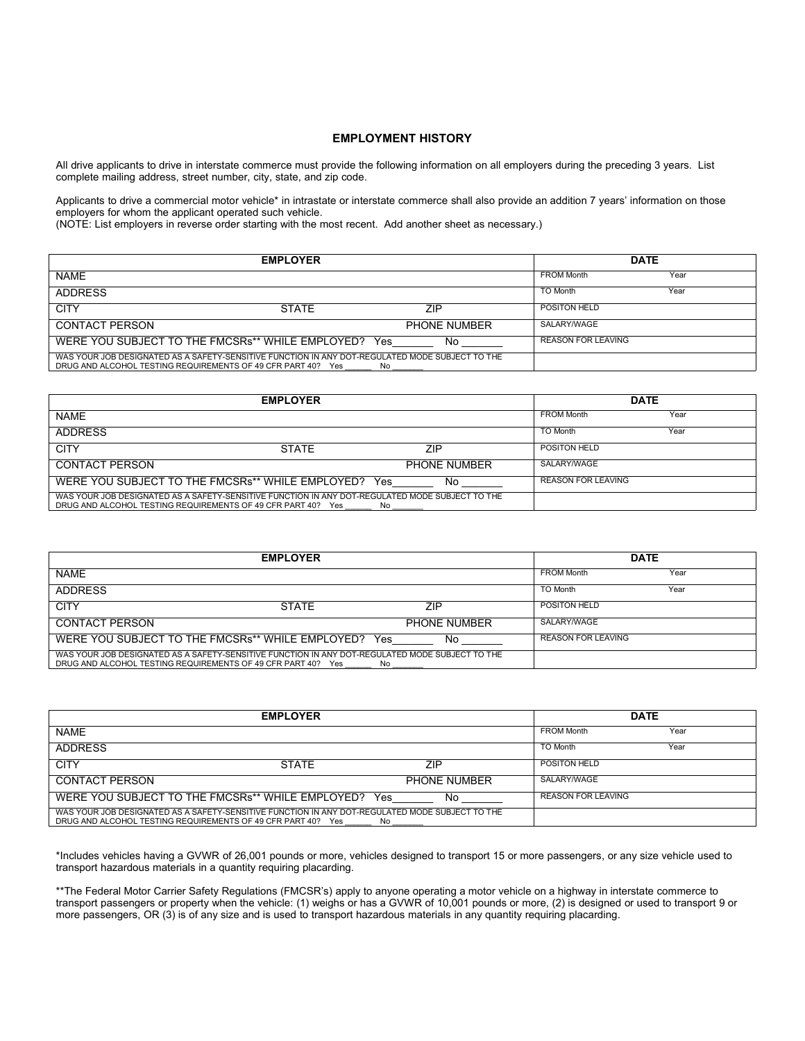## EMPLOYMENT HISTORY

All drive applicants to drive in interstate commerce must provide the following information on all employers during the preceding 3 years. List complete mailing address, street number, city, state, and zip code.

Applicants to drive a commercial motor vehicle* in intrastate or interstate commerce shall also provide an addition 7 years' information on those employers for whom the applicant operated such vehicle.
(NOTE: List employers in reverse order starting with the most recent. Add another sheet as necessary.)

| EMPLOYER | | | DATE | |
|---|---|---|---|---|
| NAME | | | FROM Month | Year |
| ADDRESS | | | TO Month | Year |
| CITY | STATE | ZIP | POSITON HELD | |
| CONTACT PERSON | | PHONE NUMBER | SALARY/WAGE | |
| WERE YOU SUBJECT TO THE FMCSRs** WHILE EMPLOYED? Yes_______ No _______ | | | REASON FOR LEAVING | |
| WAS YOUR JOB DESIGNATED AS A SAFETY-SENSITIVE FUNCTION IN ANY DOT-REGULATED MODE SUBJECT TO THE DRUG AND ALCOHOL TESTING REQUIREMENTS OF 49 CFR PART 40? Yes ______ No _______ | | | | |

| EMPLOYER | | | DATE | |
|---|---|---|---|---|
| NAME | | | FROM Month | Year |
| ADDRESS | | | TO Month | Year |
| CITY | STATE | ZIP | POSITON HELD | |
| CONTACT PERSON | | PHONE NUMBER | SALARY/WAGE | |
| WERE YOU SUBJECT TO THE FMCSRs** WHILE EMPLOYED? Yes_______ No _______ | | | REASON FOR LEAVING | |
| WAS YOUR JOB DESIGNATED AS A SAFETY-SENSITIVE FUNCTION IN ANY DOT-REGULATED MODE SUBJECT TO THE DRUG AND ALCOHOL TESTING REQUIREMENTS OF 49 CFR PART 40? Yes ______ No _______ | | | | |

| EMPLOYER | | | DATE | |
|---|---|---|---|---|
| NAME | | | FROM Month | Year |
| ADDRESS | | | TO Month | Year |
| CITY | STATE | ZIP | POSITON HELD | |
| CONTACT PERSON | | PHONE NUMBER | SALARY/WAGE | |
| WERE YOU SUBJECT TO THE FMCSRs** WHILE EMPLOYED? Yes_______ No _______ | | | REASON FOR LEAVING | |
| WAS YOUR JOB DESIGNATED AS A SAFETY-SENSITIVE FUNCTION IN ANY DOT-REGULATED MODE SUBJECT TO THE DRUG AND ALCOHOL TESTING REQUIREMENTS OF 49 CFR PART 40? Yes ______ No _______ | | | | |

| EMPLOYER | | | DATE | |
|---|---|---|---|---|
| NAME | | | FROM Month | Year |
| ADDRESS | | | TO Month | Year |
| CITY | STATE | ZIP | POSITON HELD | |
| CONTACT PERSON | | PHONE NUMBER | SALARY/WAGE | |
| WERE YOU SUBJECT TO THE FMCSRs** WHILE EMPLOYED? Yes_______ No _______ | | | REASON FOR LEAVING | |
| WAS YOUR JOB DESIGNATED AS A SAFETY-SENSITIVE FUNCTION IN ANY DOT-REGULATED MODE SUBJECT TO THE DRUG AND ALCOHOL TESTING REQUIREMENTS OF 49 CFR PART 40? Yes ______ No _______ | | | | |

*Includes vehicles having a GVWR of 26,001 pounds or more, vehicles designed to transport 15 or more passengers, or any size vehicle used to transport hazardous materials in a quantity requiring placarding.

**The Federal Motor Carrier Safety Regulations (FMCSR's) apply to anyone operating a motor vehicle on a highway in interstate commerce to transport passengers or property when the vehicle: (1) weighs or has a GVWR of 10,001 pounds or more, (2) is designed or used to transport 9 or more passengers, OR (3) is of any size and is used to transport hazardous materials in any quantity requiring placarding.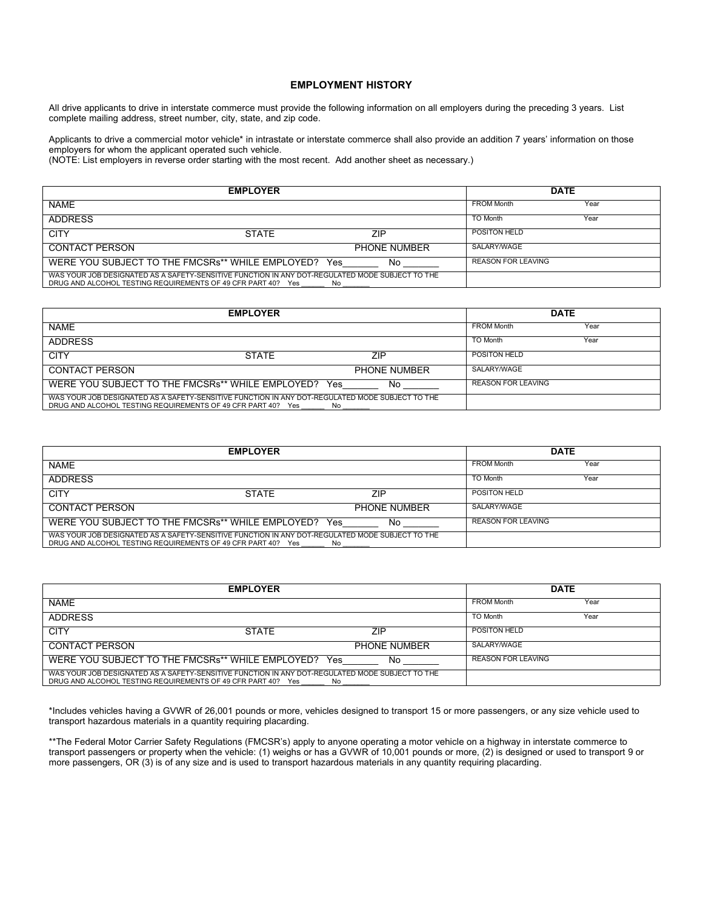## EMPLOYMENT HISTORY

All drive applicants to drive in interstate commerce must provide the following information on all employers during the preceding 3 years. List complete mailing address, street number, city, state, and zip code.

Applicants to drive a commercial motor vehicle* in intrastate or interstate commerce shall also provide an addition 7 years' information on those employers for whom the applicant operated such vehicle.
(NOTE: List employers in reverse order starting with the most recent. Add another sheet as necessary.)

| EMPLOYER | | | DATE | |
|---|---|---|---|---|
| NAME | | | FROM Month | Year |
| ADDRESS | | | TO Month | Year |
| CITY | STATE | ZIP | POSITON HELD | |
| CONTACT PERSON | | PHONE NUMBER | SALARY/WAGE | |
| WERE YOU SUBJECT TO THE FMCSRs** WHILE EMPLOYED? Yes_______ No _______ | | | REASON FOR LEAVING | |
| WAS YOUR JOB DESIGNATED AS A SAFETY-SENSITIVE FUNCTION IN ANY DOT-REGULATED MODE SUBJECT TO THE DRUG AND ALCOHOL TESTING REQUIREMENTS OF 49 CFR PART 40? Yes ______ No ______ | | | | |

| EMPLOYER | | | DATE | |
|---|---|---|---|---|
| NAME | | | FROM Month | Year |
| ADDRESS | | | TO Month | Year |
| CITY | STATE | ZIP | POSITON HELD | |
| CONTACT PERSON | | PHONE NUMBER | SALARY/WAGE | |
| WERE YOU SUBJECT TO THE FMCSRs** WHILE EMPLOYED? Yes_______ No _______ | | | REASON FOR LEAVING | |
| WAS YOUR JOB DESIGNATED AS A SAFETY-SENSITIVE FUNCTION IN ANY DOT-REGULATED MODE SUBJECT TO THE DRUG AND ALCOHOL TESTING REQUIREMENTS OF 49 CFR PART 40? Yes ______ No ______ | | | | |

| EMPLOYER | | | DATE | |
|---|---|---|---|---|
| NAME | | | FROM Month | Year |
| ADDRESS | | | TO Month | Year |
| CITY | STATE | ZIP | POSITON HELD | |
| CONTACT PERSON | | PHONE NUMBER | SALARY/WAGE | |
| WERE YOU SUBJECT TO THE FMCSRs** WHILE EMPLOYED? Yes_______ No _______ | | | REASON FOR LEAVING | |
| WAS YOUR JOB DESIGNATED AS A SAFETY-SENSITIVE FUNCTION IN ANY DOT-REGULATED MODE SUBJECT TO THE DRUG AND ALCOHOL TESTING REQUIREMENTS OF 49 CFR PART 40? Yes ______ No ______ | | | | |

| EMPLOYER | | | DATE | |
|---|---|---|---|---|
| NAME | | | FROM Month | Year |
| ADDRESS | | | TO Month | Year |
| CITY | STATE | ZIP | POSITON HELD | |
| CONTACT PERSON | | PHONE NUMBER | SALARY/WAGE | |
| WERE YOU SUBJECT TO THE FMCSRs** WHILE EMPLOYED? Yes_______ No _______ | | | REASON FOR LEAVING | |
| WAS YOUR JOB DESIGNATED AS A SAFETY-SENSITIVE FUNCTION IN ANY DOT-REGULATED MODE SUBJECT TO THE DRUG AND ALCOHOL TESTING REQUIREMENTS OF 49 CFR PART 40? Yes ______ No ______ | | | | |

*Includes vehicles having a GVWR of 26,001 pounds or more, vehicles designed to transport 15 or more passengers, or any size vehicle used to transport hazardous materials in a quantity requiring placarding.

**The Federal Motor Carrier Safety Regulations (FMCSR's) apply to anyone operating a motor vehicle on a highway in interstate commerce to transport passengers or property when the vehicle: (1) weighs or has a GVWR of 10,001 pounds or more, (2) is designed or used to transport 9 or more passengers, OR (3) is of any size and is used to transport hazardous materials in any quantity requiring placarding.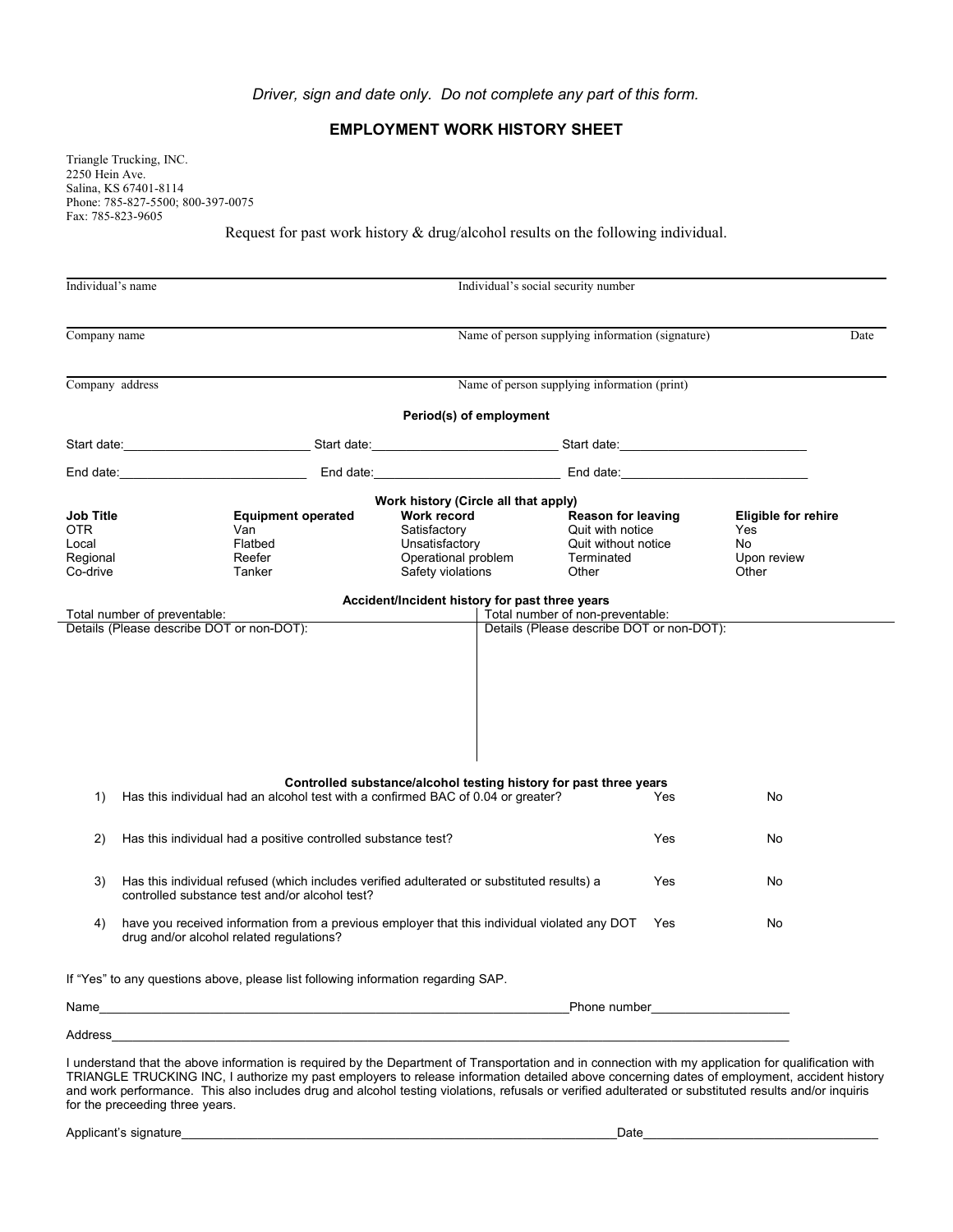*Driver, sign and date only. Do not complete any part of this form.*

## EMPLOYMENT WORK HISTORY SHEET

Triangle Trucking, INC.
2250 Hein Ave.
Salina, KS 67401-8114
Phone: 785-827-5500; 800-397-0075
Fax: 785-823-9605

Request for past work history & drug/alcohol results on the following individual.

Individual's name ____________________ Individual's social security number ____________________

Company name ____________________ Name of person supplying information (signature) ____________________ Date ________

Company address ____________________ Name of person supplying information (print) ____________________

**Period(s) of employment**

Start date:____________________ Start date:____________________ Start date:____________________

End date:____________________ End date:____________________ End date:____________________

**Work history (Circle all that apply)**

| Job Title | Equipment operated | Work record | Reason for leaving | Eligible for rehire |
|---|---|---|---|---|
| OTR | Van | Satisfactory | Quit with notice | Yes |
| Local | Flatbed | Unsatisfactory | Quit without notice | No |
| Regional | Reefer | Operational problem | Terminated | Upon review |
| Co-drive | Tanker | Safety violations | Other | Other |

**Accident/Incident history for past three years**

| Total number of preventable: | Total number of non-preventable: |
|---|---|
| Details (Please describe DOT or non-DOT): | Details (Please describe DOT or non-DOT): |

**Controlled substance/alcohol testing history for past three years**

| | | | |
|---|---|---|---|
| 1) | Has this individual had an alcohol test with a confirmed BAC of 0.04 or greater? | Yes | No |
| 2) | Has this individual had a positive controlled substance test? | Yes | No |
| 3) | Has this individual refused (which includes verified adulterated or substituted results) a controlled substance test and/or alcohol test? | Yes | No |
| 4) | have you received information from a previous employer that this individual violated any DOT drug and/or alcohol related regulations? | Yes | No |

If "Yes" to any questions above, please list following information regarding SAP.

Name____________________________________________ Phone number____________________

Address____________________________________________________________

I understand that the above information is required by the Department of Transportation and in connection with my application for qualification with TRIANGLE TRUCKING INC, I authorize my past employers to release information detailed above concerning dates of employment, accident history and work performance. This also includes drug and alcohol testing violations, refusals or verified adulterated or substituted results and/or inquiris for the preceeding three years.

Applicant's signature____________________________________________ Date____________________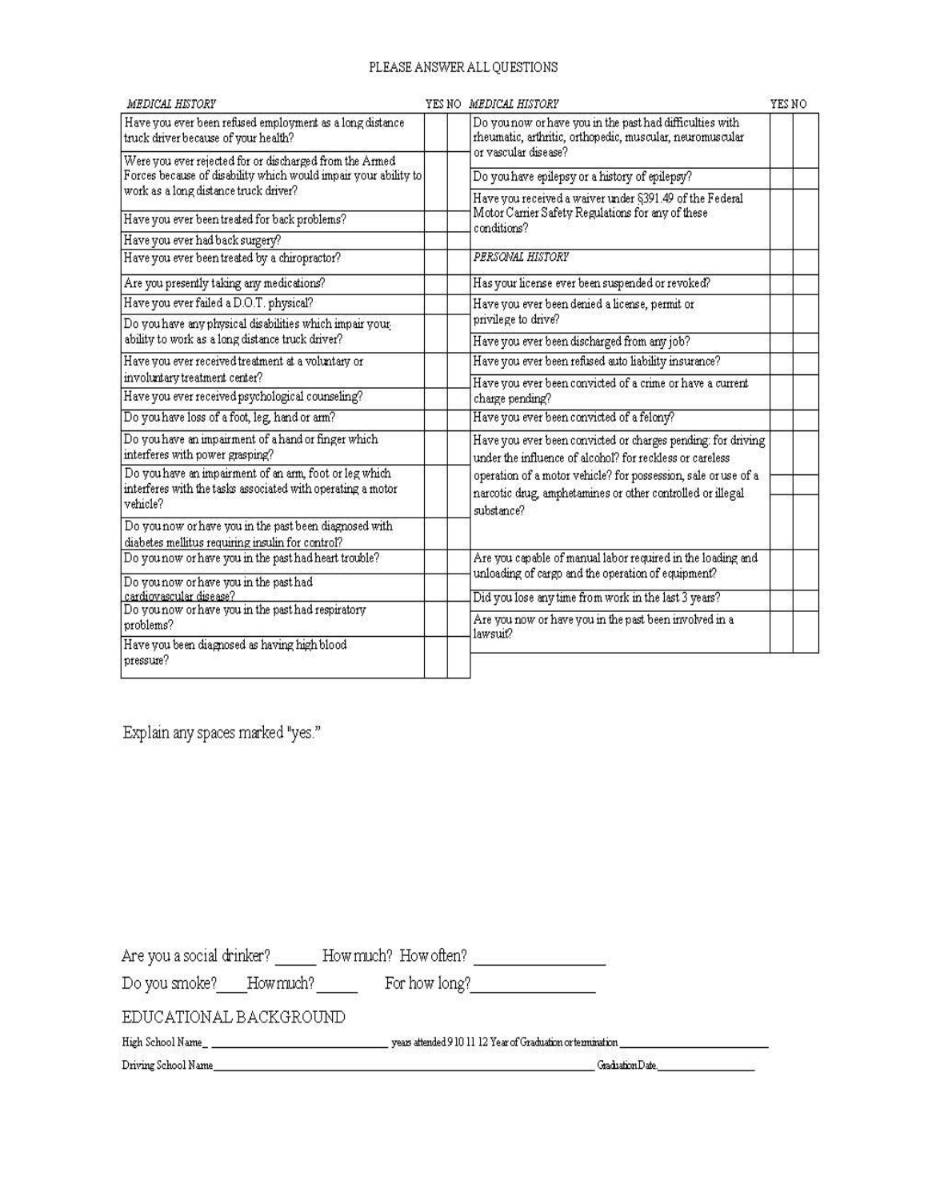PLEASE ANSWER ALL QUESTIONS

| *MEDICAL HISTORY* | YES | NO |
|---|---|---|
| Have you ever been refused employment as a long distance truck driver because of your health? | | |
| Were you ever rejected for or discharged from the Armed Forces because of disability which would impair your ability to work as a long distance truck driver? | | |
| Have you ever been treated for back problems? | | |
| Have you ever had back surgery? | | |
| Have you ever been treated by a chiropractor? | | |
| Are you presently taking any medications? | | |
| Have you ever failed a D.O.T. physical? | | |
| Do you have any physical disabilities which impair your ability to work as a long distance truck driver? | | |
| Have you ever received treatment at a voluntary or involuntary treatment center? | | |
| Have you ever received psychological counseling? | | |
| Do you have loss of a foot, leg, hand or arm? | | |
| Do you have an impairment of a hand or finger which interferes with power grasping? | | |
| Do you have an impairment of an arm, foot or leg which interferes with the tasks associated with operating a motor vehicle? | | |
| Do you now or have you in the past been diagnosed with diabetes mellitus requiring insulin for control? | | |
| Do you now or have you in the past had heart trouble? | | |
| Do you now or have you in the past had cardiovascular disease? | | |
| Do you now or have you in the past had respiratory problems? | | |
| Have you been diagnosed as having high blood pressure? | | |

| *MEDICAL HISTORY* | YES | NO |
|---|---|---|
| Do you now or have you in the past had difficulties with rheumatic, arthritic, orthopedic, muscular, neuromuscular or vascular disease? | | |
| Do you have epilepsy or a history of epilepsy? | | |
| Have you received a waiver under §391.49 of the Federal Motor Carrier Safety Regulations for any of these conditions? | | |
| *PERSONAL HISTORY* | | |
| Has your license ever been suspended or revoked? | | |
| Have you ever been denied a license, permit or privilege to drive? | | |
| Have you ever been discharged from any job? | | |
| Have you ever been refused auto liability insurance? | | |
| Have you ever been convicted of a crime or have a current charge pending? | | |
| Have you ever been convicted of a felony? | | |
| Have you ever been convicted or charges pending: for driving under the influence of alcohol? for reckless or careless operation of a motor vehicle? for possession, sale or use of a narcotic drug, amphetamines or other controlled or illegal substance? | | |
| Are you capable of manual labor required in the loading and unloading of cargo and the operation of equipment? | | |
| Did you lose any time from work in the last 3 years? | | |
| Are you now or have you in the past been involved in a lawsuit? | | |

Explain any spaces marked "yes."

Are you a social drinker? _____ How much? How often? ________________

Do you smoke? ____ How much? _____ For how long? ________________

EDUCATIONAL BACKGROUND

High School Name_ ____________________________ years attended 9 10 11 12 Year of Graduation or termination ______________________

Driving School Name ____________________________________________________________ Graduation Date ________________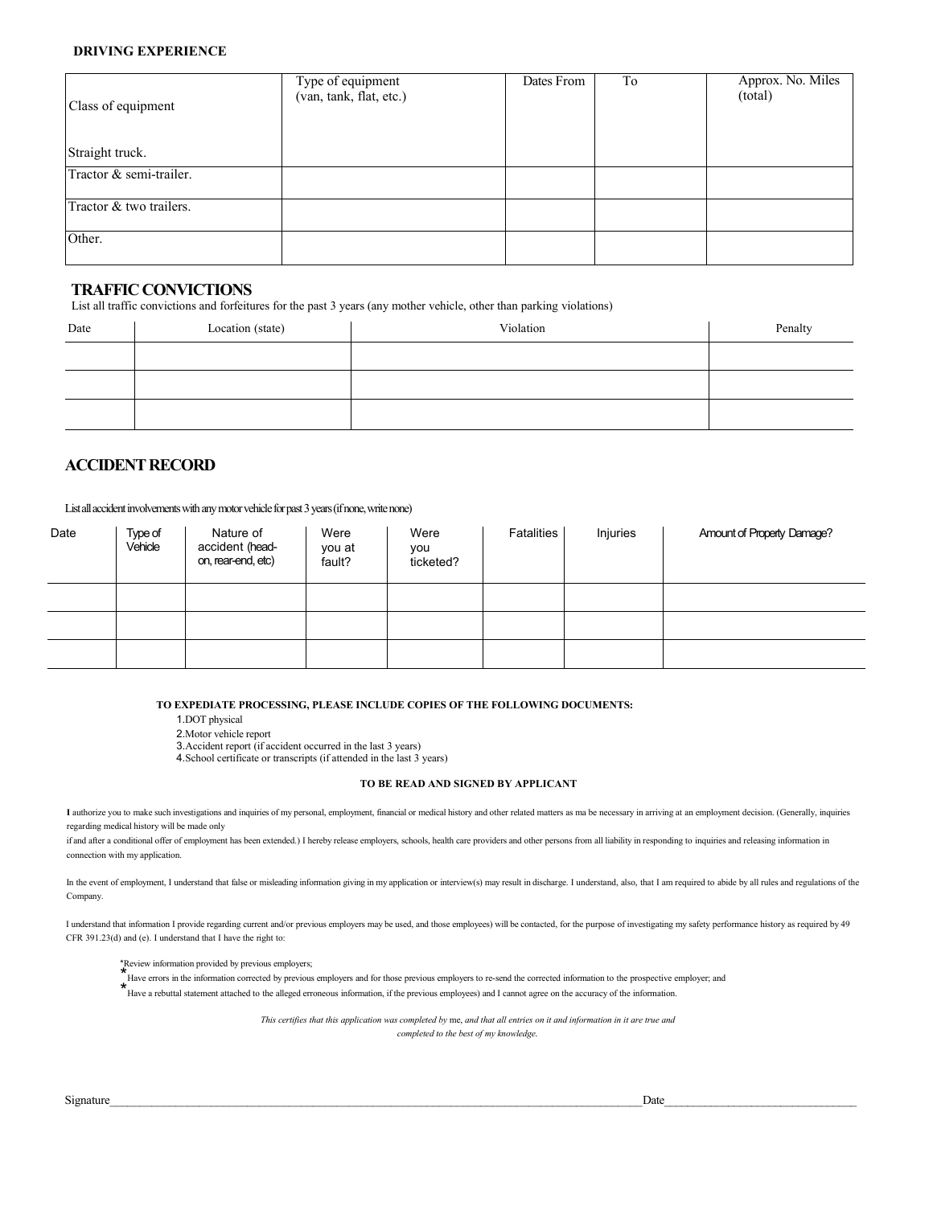**DRIVING EXPERIENCE**

| Class of equipment | Type of equipment (van, tank, flat, etc.) | Dates From | To | Approx. No. Miles (total) |
|---|---|---|---|---|
| Straight truck. | | | | |
| Tractor & semi-trailer. | | | | |
| Tractor & two trailers. | | | | |
| Other. | | | | |

## TRAFFIC CONVICTIONS

List all traffic convictions and forfeitures for the past 3 years (any mother vehicle, other than parking violations)

| Date | Location (state) | Violation | Penalty |
|---|---|---|---|
| | | | |
| | | | |
| | | | |

## ACCIDENT RECORD

List all accident involvements with any motor vehicle for past 3 years (if none, write none)

| Date | Type of Vehicle | Nature of accident (head-on, rear-end, etc) | Were you at fault? | Were you ticketed? | Fatalities | Injuries | Amount of Property Damage? |
|---|---|---|---|---|---|---|---|
| | | | | | | | |
| | | | | | | | |
| | | | | | | | |

**TO EXPEDIATE PROCESSING, PLEASE INCLUDE COPIES OF THE FOLLOWING DOCUMENTS:**

1. DOT physical
2. Motor vehicle report
3. Accident report (if accident occurred in the last 3 years)
4. School certificate or transcripts (if attended in the last 3 years)

**TO BE READ AND SIGNED BY APPLICANT**

I authorize you to make such investigations and inquiries of my personal, employment, financial or medical history and other related matters as ma be necessary in arriving at an employment decision. (Generally, inquiries regarding medical history will be made only if and after a conditional offer of employment has been extended.) I hereby release employers, schools, health care providers and other persons from all liability in responding to inquiries and releasing information in connection with my application.

In the event of employment, I understand that false or misleading information giving in my application or interview(s) may result in discharge. I understand, also, that I am required to abide by all rules and regulations of the Company.

I understand that information I provide regarding current and/or previous employers may be used, and those employees) will be contacted, for the purpose of investigating my safety performance history as required by 49 CFR 391.23(d) and (e). I understand that I have the right to:

- Review information provided by previous employers;
- Have errors in the information corrected by previous employers and for those previous employers to re-send the corrected information to the prospective employer; and
- Have a rebuttal statement attached to the alleged erroneous information, if the previous employees) and I cannot agree on the accuracy of the information.

*This certifies that this application was completed by* me, *and that all entries on it and information in it are true and completed to the best of my knowledge.*

Signature\_\_\_\_\_\_\_\_\_\_\_\_\_\_\_\_\_\_\_\_\_\_\_\_\_\_\_\_\_\_\_\_\_\_\_\_\_\_\_\_ Date\_\_\_\_\_\_\_\_\_\_\_\_\_\_\_\_\_\_\_\_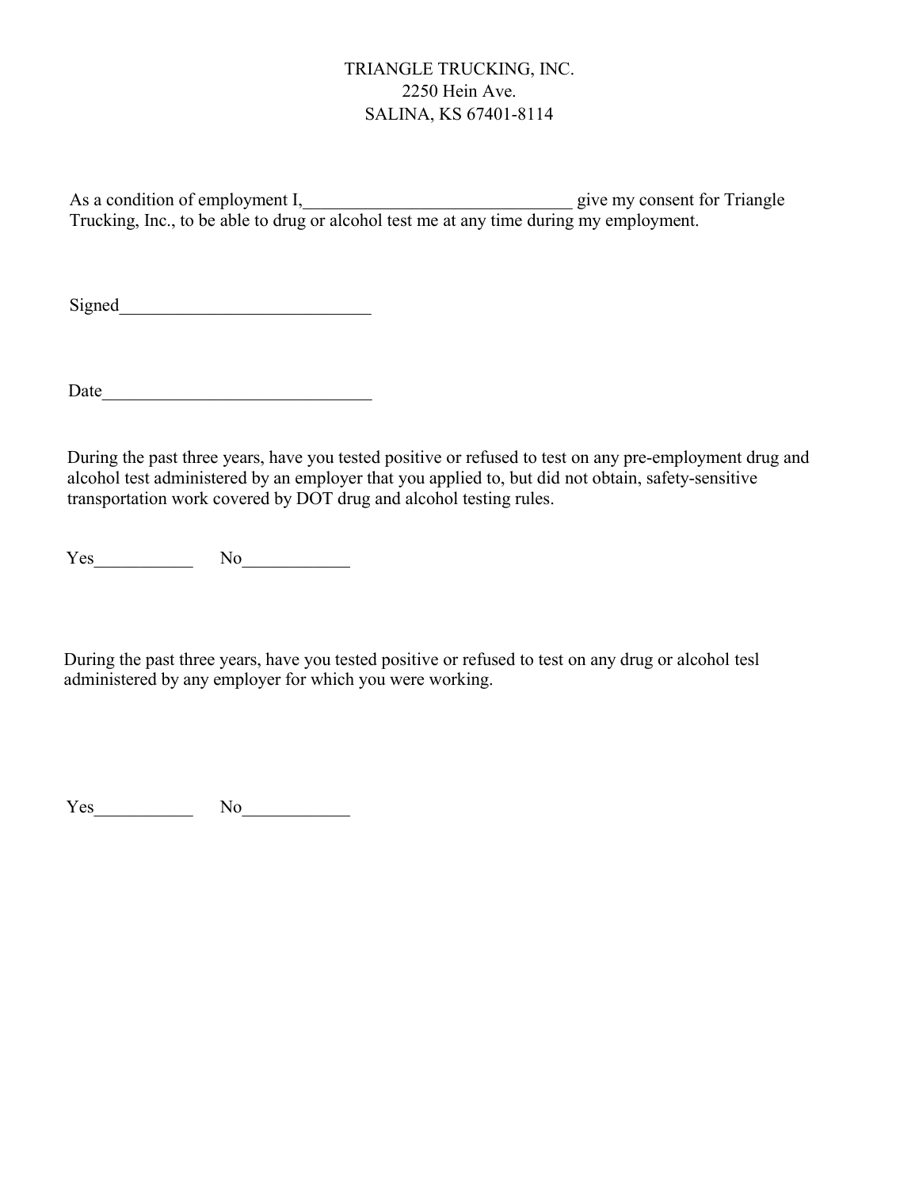TRIANGLE TRUCKING, INC.
2250 Hein Ave.
SALINA, KS 67401-8114

As a condition of employment I,______________________________ give my consent for Triangle Trucking, Inc., to be able to drug or alcohol test me at any time during my employment.

Signed____________________________

Date______________________________

During the past three years, have you tested positive or refused to test on any pre-employment drug and alcohol test administered by an employer that you applied to, but did not obtain, safety-sensitive transportation work covered by DOT drug and alcohol testing rules.

Yes___________ No____________

During the past three years, have you tested positive or refused to test on any drug or alcohol tesl administered by any employer for which you were working.

Yes___________ No____________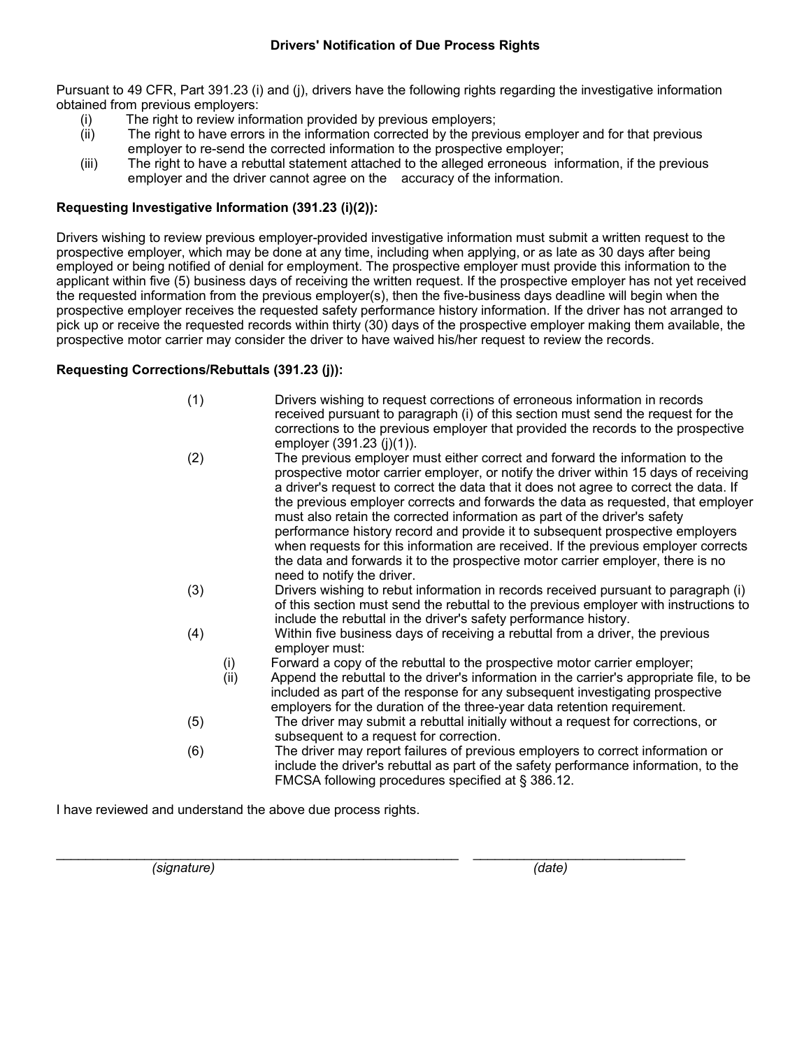## Drivers' Notification of Due Process Rights

Pursuant to 49 CFR, Part 391.23 (i) and (j), drivers have the following rights regarding the investigative information obtained from previous employers:

- (i) The right to review information provided by previous employers;
- (ii) The right to have errors in the information corrected by the previous employer and for that previous employer to re-send the corrected information to the prospective employer;
- (iii) The right to have a rebuttal statement attached to the alleged erroneous information, if the previous employer and the driver cannot agree on the accuracy of the information.

**Requesting Investigative Information (391.23 (i)(2)):**

Drivers wishing to review previous employer-provided investigative information must submit a written request to the prospective employer, which may be done at any time, including when applying, or as late as 30 days after being employed or being notified of denial for employment. The prospective employer must provide this information to the applicant within five (5) business days of receiving the written request. If the prospective employer has not yet received the requested information from the previous employer(s), then the five-business days deadline will begin when the prospective employer receives the requested safety performance history information. If the driver has not arranged to pick up or receive the requested records within thirty (30) days of the prospective employer making them available, the prospective motor carrier may consider the driver to have waived his/her request to review the records.

**Requesting Corrections/Rebuttals (391.23 (j)):**

(1) Drivers wishing to request corrections of erroneous information in records received pursuant to paragraph (i) of this section must send the request for the corrections to the previous employer that provided the records to the prospective employer (391.23 (j)(1)).

(2) The previous employer must either correct and forward the information to the prospective motor carrier employer, or notify the driver within 15 days of receiving a driver's request to correct the data that it does not agree to correct the data. If the previous employer corrects and forwards the data as requested, that employer must also retain the corrected information as part of the driver's safety performance history record and provide it to subsequent prospective employers when requests for this information are received. If the previous employer corrects the data and forwards it to the prospective motor carrier employer, there is no need to notify the driver.

(3) Drivers wishing to rebut information in records received pursuant to paragraph (i) of this section must send the rebuttal to the previous employer with instructions to include the rebuttal in the driver's safety performance history.

(4) Within five business days of receiving a rebuttal from a driver, the previous employer must:

- (i) Forward a copy of the rebuttal to the prospective motor carrier employer;
- (ii) Append the rebuttal to the driver's information in the carrier's appropriate file, to be included as part of the response for any subsequent investigating prospective employers for the duration of the three-year data retention requirement.

(5) The driver may submit a rebuttal initially without a request for corrections, or subsequent to a request for correction.

(6) The driver may report failures of previous employers to correct information or include the driver's rebuttal as part of the safety performance information, to the FMCSA following procedures specified at § 386.12.

I have reviewed and understand the above due process rights.

\_\_\_\_\_\_\_\_\_\_\_\_\_\_\_\_\_\_\_\_\_\_\_\_\_\_\_\_\_\_\_\_\_\_\_\_\_\_\_\_ \_\_\_\_\_\_\_\_\_\_\_\_\_\_\_\_\_\_\_\_\_\_\_\_\_\_
*(signature)* *(date)*